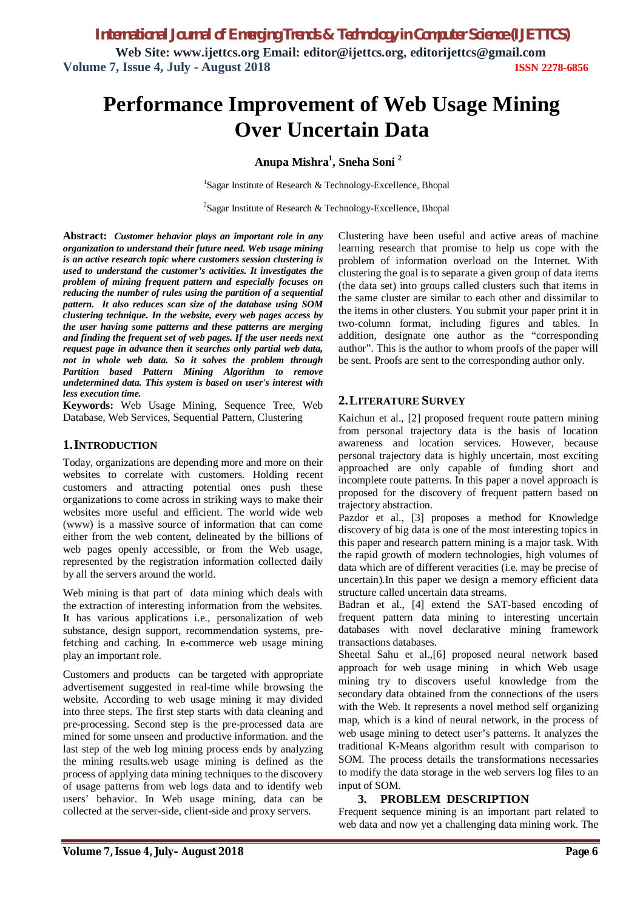# Performance Improvement of Web Usage Mining Over Uncertain Data

**Anupa Mishra[1], Sneha Soni [2]**

[1]Sagar Institute of Research & Technology-Excellence, Bhopal

[2]Sagar Institute of Research & Technology-Excellence, Bhopal

**Abstract:** ***Customer behavior plays an important role in any organization to understand their future need. Web usage mining is an active research topic where customers session clustering is used to understand the customer's activities. It investigates the problem of mining frequent pattern and especially focuses on reducing the number of rules using the partition of a sequential pattern. It also reduces scan size of the database using SOM clustering technique. In the website, every web pages access by the user having some patterns and these patterns are merging and finding the frequent set of web pages. If the user needs next request page in advance then it searches only partial web data, not in whole web data. So it solves the problem through Partition based Pattern Mining Algorithm to remove undetermined data. This system is based on user's interest with less execution time.***

**Keywords:** Web Usage Mining, Sequence Tree, Web Database, Web Services, Sequential Pattern, Clustering

## 1. INTRODUCTION

Today, organizations are depending more and more on their websites to correlate with customers. Holding recent customers and attracting potential ones push these organizations to come across in striking ways to make their websites more useful and efficient. The world wide web (www) is a massive source of information that can come either from the web content, delineated by the billions of web pages openly accessible, or from the Web usage, represented by the registration information collected daily by all the servers around the world.

Web mining is that part of data mining which deals with the extraction of interesting information from the websites. It has various applications i.e., personalization of web substance, design support, recommendation systems, pre-fetching and caching. In e-commerce web usage mining play an important role.

Customers and products can be targeted with appropriate advertisement suggested in real-time while browsing the website. According to web usage mining it may divided into three steps. The first step starts with data cleaning and pre-processing. Second step is the pre-processed data are mined for some unseen and productive information. and the last step of the web log mining process ends by analyzing the mining results.web usage mining is defined as the process of applying data mining techniques to the discovery of usage patterns from web logs data and to identify web users' behavior. In Web usage mining, data can be collected at the server-side, client-side and proxy servers.

Clustering have been useful and active areas of machine learning research that promise to help us cope with the problem of information overload on the Internet. With clustering the goal is to separate a given group of data items (the data set) into groups called clusters such that items in the same cluster are similar to each other and dissimilar to the items in other clusters. You submit your paper print it in two-column format, including figures and tables. In addition, designate one author as the "corresponding author". This is the author to whom proofs of the paper will be sent. Proofs are sent to the corresponding author only.

## 2. LITERATURE SURVEY

Kaichun et al., [2] proposed frequent route pattern mining from personal trajectory data is the basis of location awareness and location services. However, because personal trajectory data is highly uncertain, most exciting approached are only capable of funding short and incomplete route patterns. In this paper a novel approach is proposed for the discovery of frequent pattern based on trajectory abstraction.

Pazdor et al., [3] proposes a method for Knowledge discovery of big data is one of the most interesting topics in this paper and research pattern mining is a major task. With the rapid growth of modern technologies, high volumes of data which are of different veracities (i.e. may be precise of uncertain).In this paper we design a memory efficient data structure called uncertain data streams.

Badran et al., [4] extend the SAT-based encoding of frequent pattern data mining to interesting uncertain databases with novel declarative mining framework transactions databases.

Sheetal Sahu et al.,[6] proposed neural network based approach for web usage mining in which Web usage mining try to discovers useful knowledge from the secondary data obtained from the connections of the users with the Web. It represents a novel method self organizing map, which is a kind of neural network, in the process of web usage mining to detect user's patterns. It analyzes the traditional K-Means algorithm result with comparison to SOM. The process details the transformations necessaries to modify the data storage in the web servers log files to an input of SOM.

## 3. PROBLEM DESCRIPTION

Frequent sequence mining is an important part related to web data and now yet a challenging data mining work. The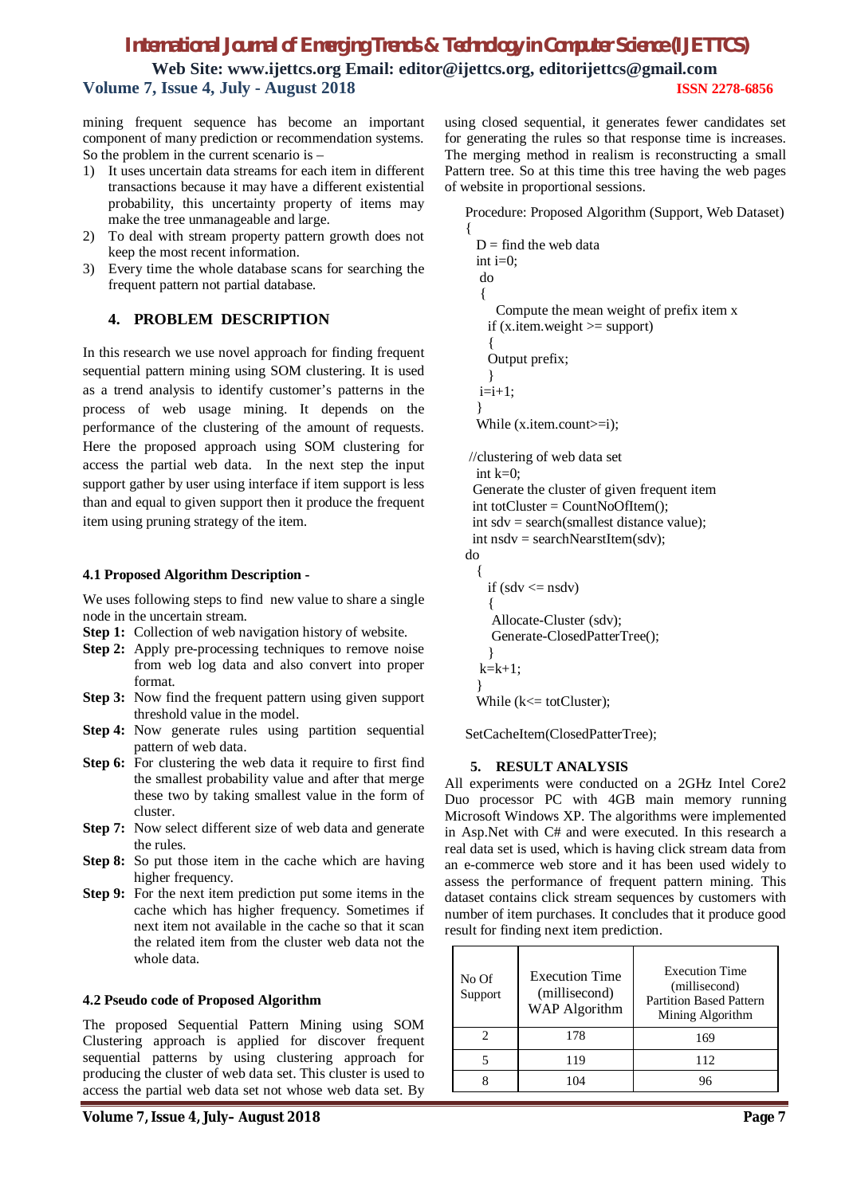mining frequent sequence has become an important component of many prediction or recommendation systems. So the problem in the current scenario is –

1) It uses uncertain data streams for each item in different transactions because it may have a different existential probability, this uncertainty property of items may make the tree unmanageable and large.
2) To deal with stream property pattern growth does not keep the most recent information.
3) Every time the whole database scans for searching the frequent pattern not partial database.

## 4. PROBLEM DESCRIPTION

In this research we use novel approach for finding frequent sequential pattern mining using SOM clustering. It is used as a trend analysis to identify customer's patterns in the process of web usage mining. It depends on the performance of the clustering of the amount of requests. Here the proposed approach using SOM clustering for access the partial web data. In the next step the input support gather by user using interface if item support is less than and equal to given support then it produce the frequent item using pruning strategy of the item.

### 4.1 Proposed Algorithm Description -

We uses following steps to find new value to share a single node in the uncertain stream.

**Step 1:** Collection of web navigation history of website.

**Step 2:** Apply pre-processing techniques to remove noise from web log data and also convert into proper format.

**Step 3:** Now find the frequent pattern using given support threshold value in the model.

**Step 4:** Now generate rules using partition sequential pattern of web data.

**Step 6:** For clustering the web data it require to first find the smallest probability value and after that merge these two by taking smallest value in the form of cluster.

**Step 7:** Now select different size of web data and generate the rules.

**Step 8:** So put those item in the cache which are having higher frequency.

**Step 9:** For the next item prediction put some items in the cache which has higher frequency. Sometimes if next item not available in the cache so that it scan the related item from the cluster web data not the whole data.

### 4.2 Pseudo code of Proposed Algorithm

The proposed Sequential Pattern Mining using SOM Clustering approach is applied for discover frequent sequential patterns by using clustering approach for producing the cluster of web data set. This cluster is used to access the partial web data set not whose web data set. By using closed sequential, it generates fewer candidates set for generating the rules so that response time is increases. The merging method in realism is reconstructing a small Pattern tree. So at this time this tree having the web pages of website in proportional sessions.

```
Procedure: Proposed Algorithm (Support, Web Dataset)
{
  D = find the web data
  int i=0;
   do
   {
      Compute the mean weight of prefix item x
     if (x.item.weight >= support)
     {
     Output prefix;
     }
   i=i+1;
  }
  While (x.item.count>=i);

 //clustering of web data set
  int k=0;
 Generate the cluster of given frequent item
 int totCluster = CountNoOfItem();
 int sdv = search(smallest distance value);
 int nsdv = searchNearstItem(sdv);
do
  {
     if (sdv <= nsdv)
     {
      Allocate-Cluster (sdv);
      Generate-ClosedPatterTree();
     }
   k=k+1;
  }
  While (k<= totCluster);

SetCacheItem(ClosedPatterTree);
```

## 5. RESULT ANALYSIS

All experiments were conducted on a 2GHz Intel Core2 Duo processor PC with 4GB main memory running Microsoft Windows XP. The algorithms were implemented in Asp.Net with C# and were executed. In this research a real data set is used, which is having click stream data from an e-commerce web store and it has been used widely to assess the performance of frequent pattern mining. This dataset contains click stream sequences by customers with number of item purchases. It concludes that it produce good result for finding next item prediction.

| No Of Support | Execution Time (millisecond) WAP Algorithm | Execution Time (millisecond) Partition Based Pattern Mining Algorithm |
|---|---|---|
| 2 | 178 | 169 |
| 5 | 119 | 112 |
| 8 | 104 | 96 |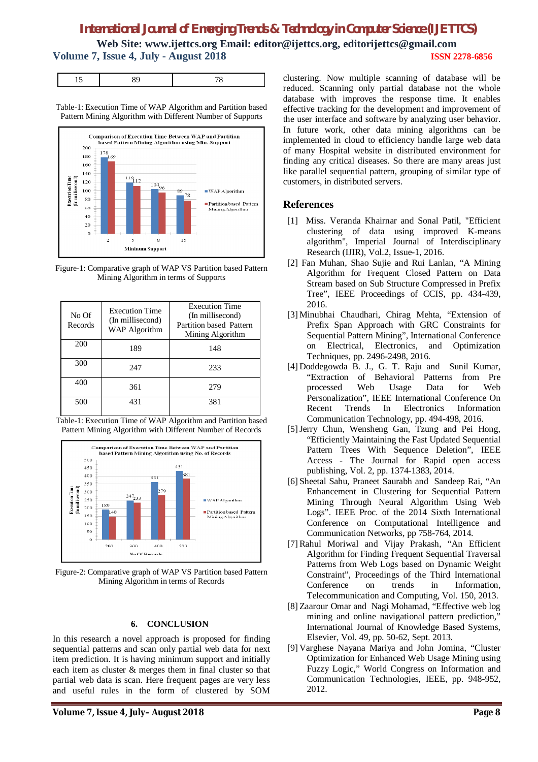| 15 | 89 | 78 |
|---|---|---|

Table-1: Execution Time of WAP Algorithm and Partition based Pattern Mining Algorithm with Different Number of Supports

Figure-1: Comparative graph of WAP VS Partition based Pattern Mining Algorithm in terms of Supports

| No Of Records | Execution Time (In millisecond) WAP Algorithm | Execution Time (In millisecond) Partition based Pattern Mining Algorithm |
|---|---|---|
| 200 | 189 | 148 |
| 300 | 247 | 233 |
| 400 | 361 | 279 |
| 500 | 431 | 381 |

Table-1: Execution Time of WAP Algorithm and Partition based Pattern Mining Algorithm with Different Number of Records

Figure-2: Comparative graph of WAP VS Partition based Pattern Mining Algorithm in terms of Records

## 6. CONCLUSION

In this research a novel approach is proposed for finding sequential patterns and scan only partial web data for next item prediction. It is having minimum support and initially each item as cluster & merges them in final cluster so that partial web data is scan. Here frequent pages are very less and useful rules in the form of clustered by SOM clustering. Now multiple scanning of database will be reduced. Scanning only partial database not the whole database with improves the response time. It enables effective tracking for the development and improvement of the user interface and software by analyzing user behavior. In future work, other data mining algorithms can be implemented in cloud to efficiency handle large web data of many Hospital website in distributed environment for finding any critical diseases. So there are many areas just like parallel sequential pattern, grouping of similar type of customers, in distributed servers.

## References

[1] Miss. Veranda Khairnar and Sonal Patil, "Efficient clustering of data using improved K-means algorithm", Imperial Journal of Interdisciplinary Research (IJIR), Vol.2, Issue-1, 2016.

[2] Fan Muhan, Shao Sujie and Rui Lanlan, "A Mining Algorithm for Frequent Closed Pattern on Data Stream based on Sub Structure Compressed in Prefix Tree", IEEE Proceedings of CCIS, pp. 434-439, 2016.

[3] Minubhai Chaudhari, Chirag Mehta, "Extension of Prefix Span Approach with GRC Constraints for Sequential Pattern Mining", International Conference on Electrical, Electronics, and Optimization Techniques, pp. 2496-2498, 2016.

[4] Doddegowda B. J., G. T. Raju and Sunil Kumar, "Extraction of Behavioral Patterns from Pre processed Web Usage Data for Web Personalization", IEEE International Conference On Recent Trends In Electronics Information Communication Technology, pp. 494-498, 2016.

[5] Jerry Chun, Wensheng Gan, Tzung and Pei Hong, "Efficiently Maintaining the Fast Updated Sequential Pattern Trees With Sequence Deletion", IEEE Access - The Journal for Rapid open access publishing, Vol. 2, pp. 1374-1383, 2014.

[6] Sheetal Sahu, Praneet Saurabh and Sandeep Rai, "An Enhancement in Clustering for Sequential Pattern Mining Through Neural Algorithm Using Web Logs". IEEE Proc. of the 2014 Sixth International Conference on Computational Intelligence and Communication Networks, pp 758-764, 2014.

[7] Rahul Moriwal and Vijay Prakash, "An Efficient Algorithm for Finding Frequent Sequential Traversal Patterns from Web Logs based on Dynamic Weight Constraint", Proceedings of the Third International Conference on trends in Information, Telecommunication and Computing, Vol. 150, 2013.

[8] Zaarour Omar and Nagi Mohamad, "Effective web log mining and online navigational pattern prediction," International Journal of Knowledge Based Systems, Elsevier, Vol. 49, pp. 50-62, Sept. 2013.

[9] Varghese Nayana Mariya and John Jomina, "Cluster Optimization for Enhanced Web Usage Mining using Fuzzy Logic," World Congress on Information and Communication Technologies, IEEE, pp. 948-952, 2012.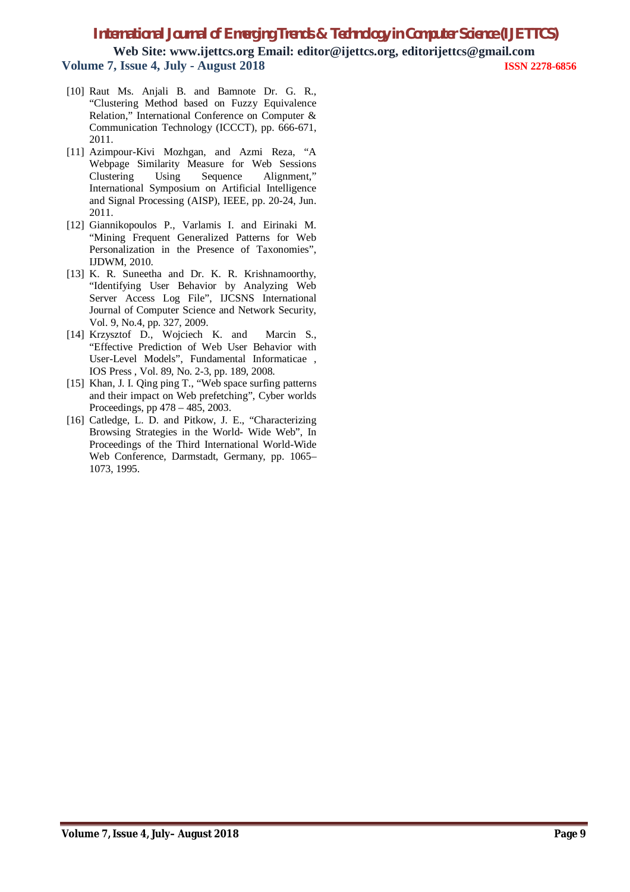[10] Raut Ms. Anjali B. and Bamnote Dr. G. R., "Clustering Method based on Fuzzy Equivalence Relation," International Conference on Computer & Communication Technology (ICCCT), pp. 666-671, 2011.

[11] Azimpour-Kivi Mozhgan, and Azmi Reza, "A Webpage Similarity Measure for Web Sessions Clustering Using Sequence Alignment," International Symposium on Artificial Intelligence and Signal Processing (AISP), IEEE, pp. 20-24, Jun. 2011.

[12] Giannikopoulos P., Varlamis I. and Eirinaki M. "Mining Frequent Generalized Patterns for Web Personalization in the Presence of Taxonomies", IJDWM, 2010.

[13] K. R. Suneetha and Dr. K. R. Krishnamoorthy, "Identifying User Behavior by Analyzing Web Server Access Log File", IJCSNS International Journal of Computer Science and Network Security, Vol. 9, No.4, pp. 327, 2009.

[14] Krzysztof D., Wojciech K. and Marcin S., "Effective Prediction of Web User Behavior with User-Level Models", Fundamental Informaticae , IOS Press , Vol. 89, No. 2-3, pp. 189, 2008.

[15] Khan, J. I. Qing ping T., "Web space surfing patterns and their impact on Web prefetching", Cyber worlds Proceedings, pp 478 – 485, 2003.

[16] Catledge, L. D. and Pitkow, J. E., "Characterizing Browsing Strategies in the World- Wide Web", In Proceedings of the Third International World-Wide Web Conference, Darmstadt, Germany, pp. 1065–1073, 1995.